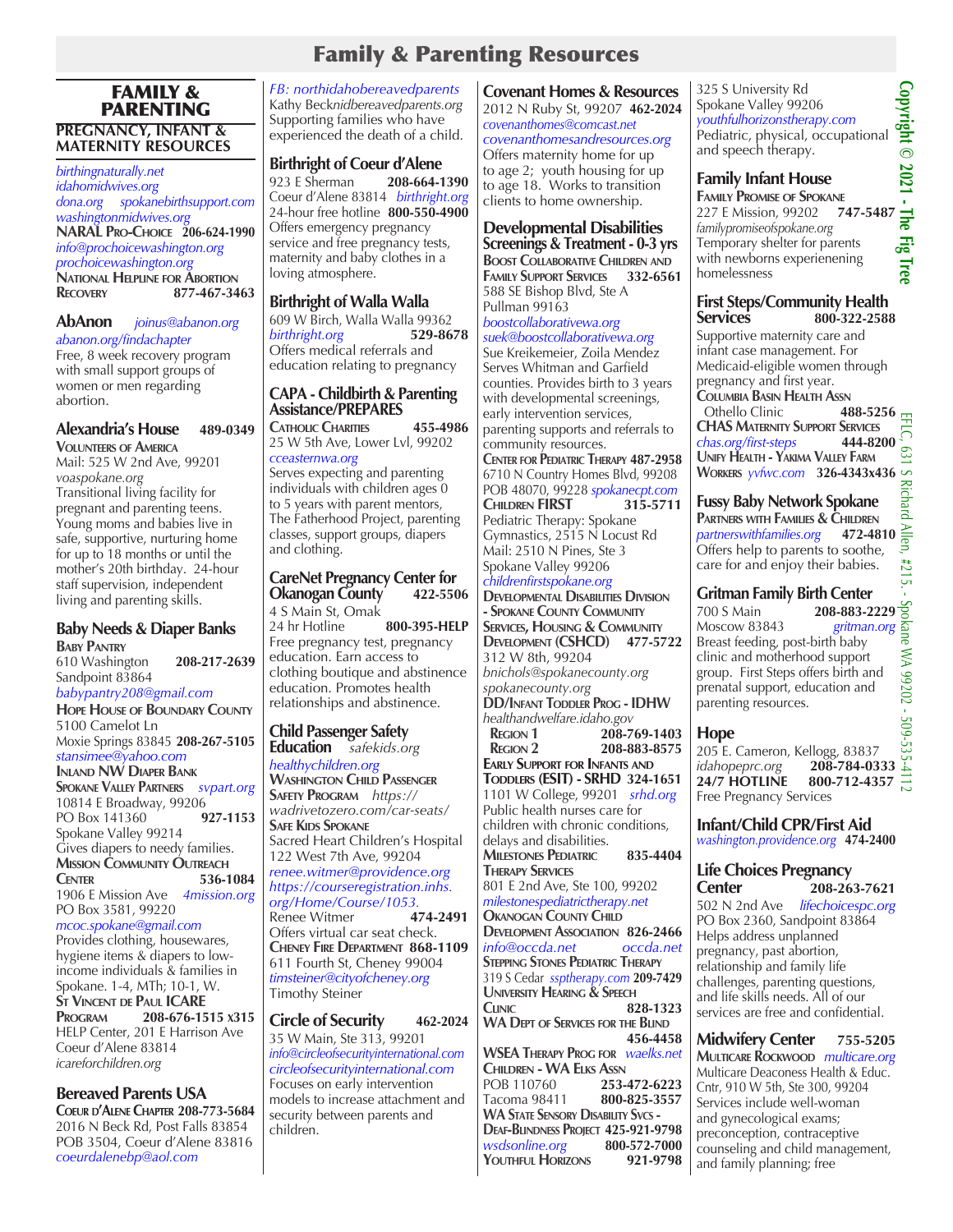# Family & Parenting Resources

## FAMILY & PARENTING

### PREGNANCY, INFANT & MATERNITY RESOURCES

*birthingnaturally.net*
*idahomidwives.org*
*dona.org* *spokanebirthsupport.com*
*washingtonmidwives.org*
**NARAL Pro-Choice** **206-624-1990**
*info@prochoicewashington.org*
*prochoicewashington.org*
**National Helpline for Abortion Recovery** **877-467-3463**

### AbAnon
*joinus@abanon.org*
*abanon.org/findachapter*
Free, 8 week recovery program with small support groups of women or men regarding abortion.

### Alexandria's House **489-0349**
**Volunteers of America**
Mail: 525 W 2nd Ave, 99201
*voaspokane.org*
Transitional living facility for pregnant and parenting teens. Young moms and babies live in safe, supportive, nurturing home for up to 18 months or until the mother's 20th birthday. 24-hour staff supervision, independent living and parenting skills.

### Baby Needs & Diaper Banks
**Baby Pantry**
610 Washington **208-217-2639**
Sandpoint 83864
*babypantry208@gmail.com*
**Hope House of Boundary County**
5100 Camelot Ln
Moxie Springs 83845 **208-267-5105**
*stansimee@yahoo.com*
**Inland NW Diaper Bank**
**Spokane Valley Partners** *svpart.org*
10814 E Broadway, 99206
PO Box 141360 **927-1153**
Spokane Valley 99214
Gives diapers to needy families.
**Mission Community Outreach Center** **536-1084**
1906 E Mission Ave *4mission.org*
PO Box 3581, 99220
*mcoc.spokane@gmail.com*
Provides clothing, housewares, hygiene items & diapers to low-income individuals & families in Spokane. 1-4, MTh; 10-1, W.
**St Vincent de Paul ICARE Program** **208-676-1515 x315**
HELP Center, 201 E Harrison Ave
Coeur d'Alene 83814
*icareforchildren.org*

### Bereaved Parents USA
**Coeur d'Alene Chapter 208-773-5684**
2016 N Beck Rd, Post Falls 83854
POB 3504, Coeur d'Alene 83816
*coeurdalenebp@aol.com*
*FB: northidahobereavedparents*
Kathy Beck*nidbereavedparents.org*
Supporting families who have experienced the death of a child.

### Birthright of Coeur d'Alene
923 E Sherman **208-664-1390**
Coeur d'Alene 83814 *birthright.org*
24-hour free hotline **800-550-4900**
Offers emergency pregnancy service and free pregnancy tests, maternity and baby clothes in a loving atmosphere.

### Birthright of Walla Walla
609 W Birch, Walla Walla 99362
*birthright.org* **529-8678**
Offers medical referrals and education relating to pregnancy

### CAPA - Childbirth & Parenting Assistance/PREPARES
**Catholic Charities** **455-4986**
25 W 5th Ave, Lower Lvl, 99202
*cceasternwa.org*
Serves expecting and parenting individuals with children ages 0 to 5 years with parent mentors, The Fatherhood Project, parenting classes, support groups, diapers and clothing.

### CareNet Pregnancy Center for Okanogan County **422-5506**
4 S Main St, Omak
24 hr Hotline **800-395-HELP**
Free pregnancy test, pregnancy education. Earn access to clothing boutique and abstinence education. Promotes health relationships and abstinence.

### Child Passenger Safety Education
*safekids.org*
*healthychildren.org*
**Washington Child Passenger Safety Program** *https://wadrivetozero.com/car-seats/*
**Safe Kids Spokane**
Sacred Heart Children's Hospital
122 West 7th Ave, 99204
*renee.witmer@providence.org*
*https://courseregistration.inhs.org/Home/Course/1053.*
Renee Witmer **474-2491**
Offers virtual car seat check.
**Cheney Fire Department 868-1109**
611 Fourth St, Cheney 99004
*timsteiner@cityofcheney.org*
Timothy Steiner

### Circle of Security **462-2024**
35 W Main, Ste 313, 99201
*info@circleofsecurityinternational.com*
*circleofsecurityinternational.com*
Focuses on early intervention models to increase attachment and security between parents and children.

### Covenant Homes & Resources
2012 N Ruby St, 99207 **462-2024**
*covenanthomes@comcast.net*
*covenanthomesandresources.org*
Offers maternity home for up to age 2; youth housing for up to age 18. Works to transition clients to home ownership.

### Developmental Disabilities Screenings & Treatment - 0-3 yrs
**Boost Collaborative Children and Family Support Services** **332-6561**
588 SE Bishop Blvd, Ste A
Pullman 99163
*boostcollaborativewa.org*
*suek@boostcollaborativewa.org*
Sue Kreikemeier, Zoila Mendez
Serves Whitman and Garfield counties. Provides birth to 3 years with developmental screenings, early intervention services, parenting supports and referrals to community resources.
**Center for Pediatric Therapy 487-2958**
6710 N Country Homes Blvd, 99208
POB 48070, 99228 *spokanecpt.com*
**Children FIRST** **315-5711**
Pediatric Therapy: Spokane Gymnastics, 2515 N Locust Rd
Mail: 2510 N Pines, Ste 3
Spokane Valley 99206
*childrenfirstspokane.org*
**Developmental Disabilities Division - Spokane County Community Services, Housing & Community Development (CSHCD)** **477-5722**
312 W 8th, 99204
*bnichols@spokanecounty.org*
*spokanecounty.org*
**DD/Infant Toddler Prog - IDHW**
*healthandwelfare.idaho.gov*
**Region 1** **208-769-1403**
**Region 2** **208-883-8575**
**Early Support for Infants and Toddlers (ESIT) - SRHD** **324-1651**
1101 W College, 99201 *srhd.org*
Public health nurses care for children with chronic conditions, delays and disabilities.
**Milestones Pediatric Therapy Services** **835-4404**
801 E 2nd Ave, Ste 100, 99202
*milestonespediatrictherapy.net*
**Okanogan County Child Development Association** **826-2466**
*info@occda.net* *occda.net*
**Stepping Stones Pediatric Therapy**
319 S Cedar *ssptherapy.com* **209-7429**
**University Hearing & Speech Clinic** **828-1323**
**WA Dept of Services for the Blind** **456-4458**
**WSEA Therapy Prog for Children - WA Elks Assn** *waelks.net*
POB 110760 **253-472-6223**
Tacoma 98411 **800-825-3557**
**WA State Sensory Disability Svcs - Deaf-Blindness Project 425-921-9798**
*wsdsonline.org* **800-572-7000**
**Youthful Horizons** **921-9798**
325 S University Rd
Spokane Valley 99206
*youthfulhorizonstherapy.com*
Pediatric, physical, occupational and speech therapy.

### Family Infant House
**Family Promise of Spokane**
227 E Mission, 99202 **747-5487**
*familypromiseofspokane.org*
Temporary shelter for parents with newborns experienening homelessness

### First Steps/Community Health Services **800-322-2588**
Supportive maternity care and infant case management. For Medicaid-eligible women through pregnancy and first year.
**Columbia Basin Health Assn**
Othello Clinic **488-5256**
**CHAS Maternity Support Services**
*chas.org/first-steps* **444-8200**
**Unify Health - Yakima Valley Farm Workers** *yvfwc.com* **326-4343x436**

### Fussy Baby Network Spokane
**Partners with Families & Children**
*partnerswithfamilies.org* **472-4810**
Offers help to parents to soothe, care for and enjoy their babies.

### Gritman Family Birth Center
700 S Main **208-883-2229**
Moscow 83843 *gritman.org*
Breast feeding, post-birth baby clinic and motherhood support group. First Steps offers birth and prenatal support, education and parenting resources.

### Hope
205 E. Cameron, Kellogg, 83837
*idahopeprc.org* **208-784-0333**
**24/7 HOTLINE** **800-712-4357**
Free Pregnancy Services

### Infant/Child CPR/First Aid
*washington.providence.org* **474-2400**

### Life Choices Pregnancy Center **208-263-7621**
502 N 2nd Ave *lifechoicespc.org*
PO Box 2360, Sandpoint 83864
Helps address unplanned pregnancy, past abortion, relationship and family life challenges, parenting questions, and life skills needs. All of our services are free and confidential.

### Midwifery Center **755-5205**
**Multicare Rockwood** *multicare.org*
Multicare Deaconess Health & Educ. Cntr, 910 W 5th, Ste 300, 99204
Services include well-woman and gynecological exams; preconception, contraceptive counseling and child management, and family planning; free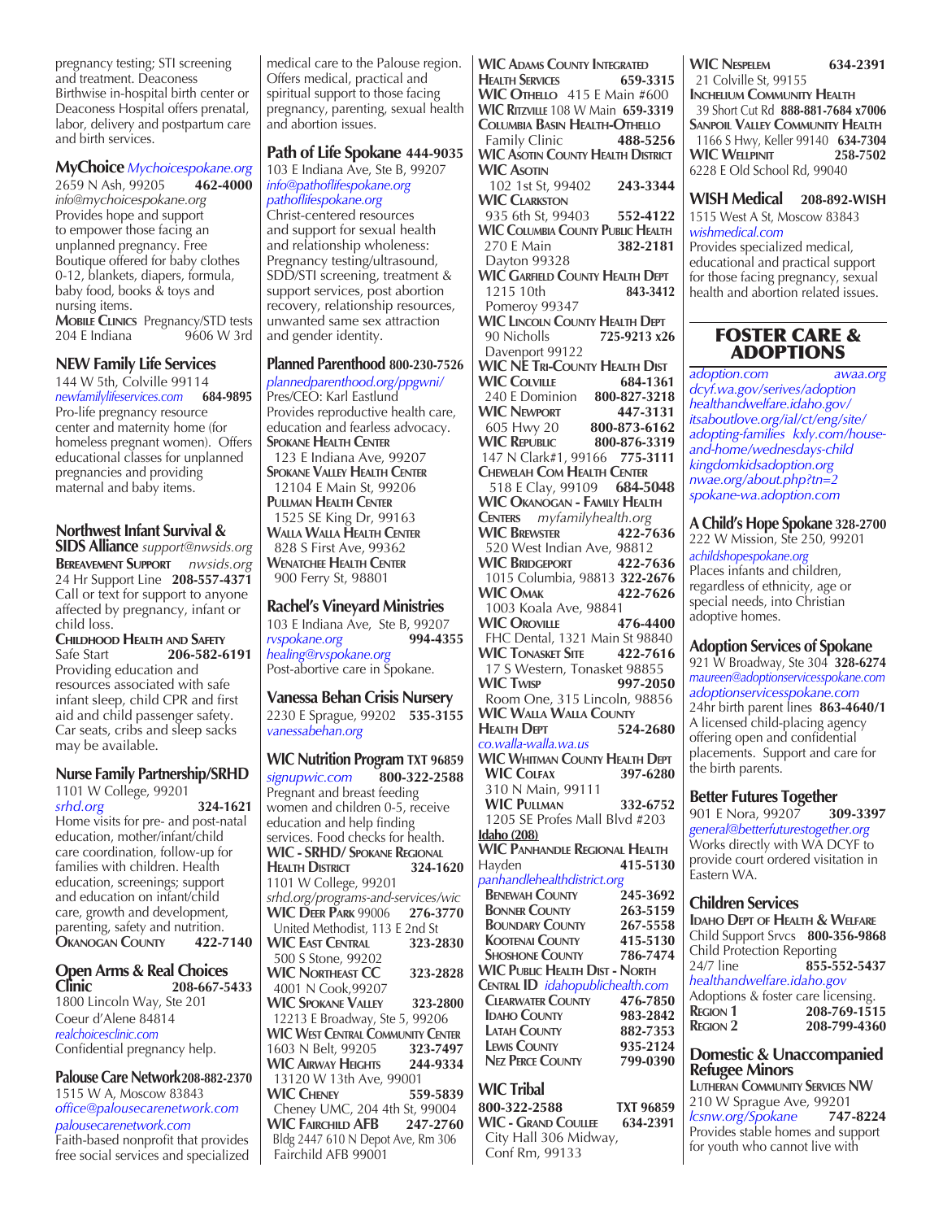pregnancy testing; STI screening and treatment. Deaconess Birthwise in-hospital birth center or Deaconess Hospital offers prenatal, labor, delivery and postpartum care and birth services.

### MyChoice *Mychoicespokane.org*
2659 N Ash, 99205 **462-4000**
*info@mychoicespokane.org*
Provides hope and support to empower those facing an unplanned pregnancy. Free Boutique offered for baby clothes 0-12, blankets, diapers, formula, baby food, books & toys and nursing items.
**Mobile Clinics** Pregnancy/STD tests
204 E Indiana 9606 W 3rd

### NEW Family Life Services
144 W 5th, Colville 99114
*newfamilylifeservices.com* **684-9895**
Pro-life pregnancy resource center and maternity home (for homeless pregnant women). Offers educational classes for unplanned pregnancies and providing maternal and baby items.

### Northwest Infant Survival & SIDS Alliance *support@nwsids.org*
**Bereavement Support** *nwsids.org*
24 Hr Support Line **208-557-4371**
Call or text for support to anyone affected by pregnancy, infant or child loss.
**Childhood Health and Safety**
Safe Start **206-582-6191**
Providing education and resources associated with safe infant sleep, child CPR and first aid and child passenger safety. Car seats, cribs and sleep sacks may be available.

### Nurse Family Partnership/SRHD
1101 W College, 99201
*srhd.org* **324-1621**
Home visits for pre- and post-natal education, mother/infant/child care coordination, follow-up for families with children. Health education, screenings; support and education on infant/child care, growth and development, parenting, safety and nutrition.
**Okanogan County** **422-7140**

### Open Arms & Real Choices Clinic **208-667-5433**
1800 Lincoln Way, Ste 201
Coeur d'Alene 84814
*realchoicesclinic.com*
Confidential pregnancy help.

### Palouse Care Network **208-882-2370**
1515 W A, Moscow 83843
*office@palousecarenetwork.com*
*palousecarenetwork.com*
Faith-based nonprofit that provides free social services and specialized medical care to the Palouse region. Offers medical, practical and spiritual support to those facing pregnancy, parenting, sexual health and abortion issues.

### Path of Life Spokane **444-9035**
103 E Indiana Ave, Ste B, 99207
*info@pathoflifespokane.org*
*pathoflifespokane.org*
Christ-centered resources and support for sexual health and relationship wholeness: Pregnancy testing/ultrasound, SDD/STI screening, treatment & support services, post abortion recovery, relationship resources, unwanted same sex attraction and gender identity.

### Planned Parenthood **800-230-7526**
*plannedparenthood.org/ppgwni/*
Pres/CEO: Karl Eastlund
Provides reproductive health care, education and fearless advocacy.
**Spokane Health Center**
123 E Indiana Ave, 99207
**Spokane Valley Health Center**
12104 E Main St, 99206
**Pullman Health Center**
1525 SE King Dr, 99163
**Walla Walla Health Center**
828 S First Ave, 99362
**Wenatchee Health Center**
900 Ferry St, 98801

### Rachel's Vineyard Ministries
103 E Indiana Ave, Ste B, 99207
*rvspokane.org* **994-4355**
*healing@rvspokane.org*
Post-abortive care in Spokane.

### Vanessa Behan Crisis Nursery
2230 E Sprague, 99202 **535-3155**
*vanessabehan.org*

### WIC Nutrition Program TXT 96859
*signupwic.com* **800-322-2588**
Pregnant and breast feeding women and children 0-5, receive education and help finding services. Food checks for health.
**WIC - SRHD/ Spokane Regional Health District** **324-1620**
1101 W College, 99201
*srhd.org/programs-and-services/wic*
**WIC Deer Park** 99006 **276-3770**
United Methodist, 113 E 2nd St
**WIC East Central** **323-2830**
500 S Stone, 99202
**WIC Northeast CC** **323-2828**
4001 N Cook,99207
**WIC Spokane Valley** **323-2800**
12213 E Broadway, Ste 5, 99206
**WIC West Central Community Center**
1603 N Belt, 99205 **323-7497**
**WIC Airway Heights** **244-9334**
13120 W 13th Ave, 99001
**WIC Cheney** **559-5839**
Cheney UMC, 204 4th St, 99004
**WIC Fairchild AFB** **247-2760**
Bldg 2447 610 N Depot Ave, Rm 306
Fairchild AFB 99001

**WIC Adams County Integrated Health Services** **659-3315**
**WIC Othello** 415 E Main #600
**WIC Ritzville** 108 W Main **659-3319**
**Columbia Basin Health-Othello**
Family Clinic **488-5256**
**WIC Asotin County Health District**
**WIC Asotin**
102 1st St, 99402 **243-3344**
**WIC Clarkston**
935 6th St, 99403 **552-4122**
**WIC Columbia County Public Health**
270 E Main **382-2181**
Dayton 99328
**WIC Garfield County Health Dept**
1215 10th **843-3412**
Pomeroy 99347
**WIC Lincoln County Health Dept**
90 Nicholls **725-9213 x26**
Davenport 99122
**WIC NE Tri-County Health Dist**
**WIC Colville** **684-1361**
240 E Dominion **800-827-3218**
**WIC Newport** **447-3131**
605 Hwy 20 **800-873-6162**
**WIC Republic** **800-876-3319**
147 N Clark#1, 99166 **775-3111**
**Chewelah Com Health Center**
518 E Clay, 99109 **684-5048**
**WIC Okanogan - Family Health Centers** *myfamilyhealth.org*
**WIC Brewster** **422-7636**
520 West Indian Ave, 98812
**WIC Bridgeport** **422-7636**
1015 Columbia, 98813 **322-2676**
**WIC Omak** **422-7626**
1003 Koala Ave, 98841
**WIC Oroville** **476-4400**
FHC Dental, 1321 Main St 98840
**WIC Tonasket Site** **422-7616**
17 S Western, Tonasket 98855
**WIC Twisp** **997-2050**
Room One, 315 Lincoln, 98856
**WIC Walla Walla County Health Dept** **524-2680**
*co.walla-walla.wa.us*
**WIC Whitman County Health Dept**
**WIC Colfax** **397-6280**
310 N Main, 99111
**WIC Pullman** **332-6752**
1205 SE Profes Mall Blvd #203
**Idaho (208)**
**WIC Panhandle Regional Health**
Hayden **415-5130**
*panhandlehealthdistrict.org*
**Benewah County** **245-3692**
**Bonner County** **263-5159**
**Boundary County** **267-5558**
**Kootenai County** **415-5130**
**Shoshone County** **786-7474**
**WIC Public Health Dist - North Central ID** *idahopublichealth.com*
**Clearwater County** **476-7850**
**Idaho County** **983-2842**
**Latah County** **882-7353**
**Lewis County** **935-2124**
**Nez Perce County** **799-0390**

### WIC Tribal
**800-322-2588** **TXT 96859**
**WIC - Grand Coullee** **634-2391**
City Hall 306 Midway, Conf Rm, 99133
**WIC Nespelem** **634-2391**
21 Colville St, 99155
**Inchelium Community Health**
39 Short Cut Rd **888-881-7684 x7006**
**Sanpoil Valley Community Health**
1166 S Hwy, Keller 99140 **634-7304**
**WIC Wellpinit** **258-7502**
6228 E Old School Rd, 99040

### WISH Medical **208-892-WISH**
1515 West A St, Moscow 83843
*wishmedical.com*
Provides specialized medical, educational and practical support for those facing pregnancy, sexual health and abortion related issues.

## FOSTER CARE & ADOPTIONS

*adoption.com* *awaa.org*
*dcyf.wa.gov/serives/adoption*
*healthandwelfare.idaho.gov/*
*itsaboutlove.org/ial/ct/eng/site/*
*adopting-families kxly.com/house-and-home/wednesdays-child*
*kingdomkidsadoption.org*
*nwae.org/about.php?tn=2*
*spokane-wa.adoption.com*

### A Child's Hope Spokane **328-2700**
222 W Mission, Ste 250, 99201
*achildshopespokane.org*
Places infants and children, regardless of ethnicity, age or special needs, into Christian adoptive homes.

### Adoption Services of Spokane
921 W Broadway, Ste 304 **328-6274**
*maureen@adoptionservicesspokane.com*
*adoptionservicesspokane.com*
24hr birth parent lines **863-4640/1**
A licensed child-placing agency offering open and confidential placements. Support and care for the birth parents.

### Better Futures Together
901 E Nora, 99207 **309-3397**
*general@betterfuturestogether.org*
Works directly with WA DCYF to provide court ordered visitation in Eastern WA.

### Children Services
**Idaho Dept of Health & Welfare**
Child Support Srvcs **800-356-9868**
Child Protection Reporting
24/7 line **855-552-5437**
*healthandwelfare.idaho.gov*
Adoptions & foster care licensing.
**Region 1** **208-769-1515**
**Region 2** **208-799-4360**

### Domestic & Unaccompanied Refugee Minors
**Lutheran Community Services NW**
210 W Sprague Ave, 99201
*lcsnw.org/Spokane* **747-8224**
Provides stable homes and support for youth who cannot live with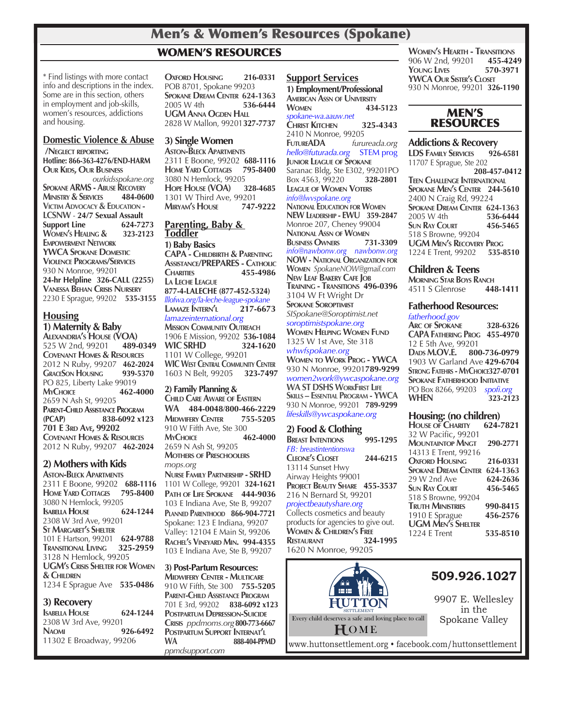# Men's & Women's Resources (Spokane)

## WOMEN'S RESOURCES

* Find listings with more contact info and descriptions in the index. Some are in this section, others in employment and job-skills, women's resources, addictions and housing.

### Domestic Violence & Abuse

**/Neglect reporting**
**Hotline: 866-363-4276/END-HARM**
**Our Kids, Our Business**
*ourkidsspokane.org*
**Spokane ARMS - Abuse Recovery Ministry & Services** 484-0600
**Victim Advocacy & Education - LCSNW - 24/7 Sexual Assault Support Line** 624-7273
**Women's Healing & Empowerment Network** 323-2123
**YWCA Spokane Domestic Violence Programs/Services**
930 N Monroe, 99201
**24-hr Helpline 326-CALL (2255)**
**Vanessa Behan Crisis Nursery**
2230 E Sprague, 99202 **535-3155**

### Housing

#### 1) Maternity & Baby

**Alexandria's House (VOA)**
525 W 2nd, 99201 **489-0349**
**Covenant Homes & Resources**
2012 N Ruby, 99207 **462-2024**
**GraceSon Housing** 939-5370
PO 825, Liberty Lake 99019
**MyChoice** 462-4000
2659 N Ash St, 99205
**Parent-Child Assistance Program (PCAP)** 838-6092 x123
**701 E 3rd Ave, 99202**
**Covenant Homes & Resources**
2012 N Ruby, 99207 **462-2024**

#### 2) Mothers with Kids

**Aston-Bleck Apartments**
2311 E Boone, 99202 **688-1116**
**Home Yard Cottages** 795-8400
3080 N Hemlock, 99205
**Isabella House** 624-1244
2308 W 3rd Ave, 99201
**St Margaret's Shelter**
101 E Hartson, 99201 **624-9788**
**Transitional Living** 325-2959
3128 N Hemlock, 99205
**UGM's Crisis Shelter for Women & Children**
1234 E Sprague Ave **535-0486**

#### 3) Recovery

**Isabella House** 624-1244
2308 W 3rd Ave, 99201
**Naomi** 926-6492
11302 E Broadway, 99206

**Oxford Housing** 216-0331
POB 8701, Spokane 99203
**Spokane Dream Center 624-1363**
2005 W 4th **536-6444**
**UGM Anna Ogden Hall**
2828 W Mallon, 99201 **327-7737**

#### 3) Single Women

**Aston-Bleck Apartments**
2311 E Boone, 99202 **688-1116**
**Home Yard Cottages** 795-8400
3080 N Hemlock, 99205
**Hope House (VOA)** 328-4685
1301 W Third Ave, 99201
**Miryam's House** 747-9222

### Parenting, Baby & Toddler

#### 1) Baby Basics

**CAPA - Childbirth & Parenting Assistance/PREPARES - Catholic Charities** 455-4986
**La Leche League**
**877-4-LALECHE (877-452-5324)**
*lllofwa.org/la-leche-league-spokane*
**Lamaze Intern'l** 217-6673
*lamazeinternational.org*
**Mission Community Outreach**
1906 E Mission, 99202 **536-1084**
**WIC SRHD** 324-1620
1101 W College, 99201
**WIC West Central Community Center**
1603 N Belt, 99205 **323-7497**

#### 2) Family Planning & Child Care Aware of Eastern WA

484-0048/800-466-2229
**Midwifery Center** 755-5205
910 W Fifth Ave, Ste 300
**MyChoice** 462-4000
2659 N Ash St, 99205
**Mothers of Preschoolers**
*mops.org*
**Nurse Family Partnership - SRHD**
1101 W College, 99201 **324-1621**
**Path of Life Spokane** 444-9036
103 E Indiana Ave, Ste B, 99207
**Planned Parenthood** 866-904-7721
Spokane: 123 E Indiana, 99207
Valley: 12104 E Main St, 99206
**Rachel's Vineyard Min.** 994-4355
103 E Indiana Ave, Ste B, 99207

#### 3) Post-Partum Resources:

**Midwifery Center - Multicare**
910 W Fifth, Ste 300 **755-5205**
**Parent-Child Assistance Program**
701 E 3rd, 99202 **838-6092 x123**
**Postpartum Depression-Suicide Crisis** *ppdmoms.org* **800-773-6667**
**Postpartum Support Internat'l WA** 888-404-PPMD
*ppmdsupport.com*

### Support Services

#### 1) Employment/Professional

**American Assn of University Women** 434-5123
*spokane-wa.aauw.net*
**Christ Kitchen** 325-4343
2410 N Monroe, 99205
**FutureADA** *furureada.org*
*hello@futurada.org* STEM prog
**Junior League of Spokane**
Saranac Bldg, Ste E302, 99201PO Box 4563, 99220 **328-2801**
**League of Women Voters**
*info@lwvspokane.org*
**National Education for Women NEW Leadership - EWU** 359-2847
Monroe 207, Cheney 99004
**National Assn of Women Business Owners** 731-3309
*info@nawbonw.org* *nawbonw.org*
**NOW - National Organization for Women** *SpokaneNOW@gmail.com*
**New Leaf Bakery Cafe Job Training - Transitions 496-0396**
3104 W Ft Wright Dr
**Spokane Soroptimist**
*SISpokane@Soroptimist.net*
*soroptimistspokane.org*
**Women Helping Women Fund**
1325 W 1st Ave, Ste 318
*whwfspokane.org*
**Women to Work Prog - YWCA**
930 N Monroe, 99201**789-9299**
*women2work@ywcaspokane.org*
**WA ST DSHS WorkFirst Life Skills – Essential Program - YWCA**
930 N Monroe, 99201 **789-9299**
*lifeskills@ywcaspokane.org*

#### 2) Food & Clothing

**Breast Intentions** 995-1295
*FB: breastintentionswa*
**Cleone's Closet** 244-6215
13114 Sunset Hwy
Airway Heights 99001
**Project Beauty Share** 455-3537
216 N Bernard St, 99201
*projectbeautyshare.org*
Collects cosmetics and beauty products for agencies to give out.
**Women & Children's Free Restaurant** 324-1995
1620 N Monroe, 99205

**Women's Hearth - Transitions**
906 W 2nd, 99201 **455-4249**
**Young Lives** 570-3971
**YWCA Our Sister's Closet**
930 N Monroe, 99201 **326-1190**

## MEN'S RESOURCES

### Addictions & Recovery

**LDS Family Services** 926-6581
11707 E Sprague, Ste 202
**208-457-0412**
**Teen Challenge International**
**Spokane Men's Center** 244-5610
2400 N Craig Rd, 99224
**Spokane Dream Center** 624-1363
2005 W 4th **536-6444**
**Sun Ray Court** 456-5465
518 S Browne, 99204
**UGM Men's Recovery Prog**
1224 E Trent, 99202 **535-8510**

### Children & Teens

**Morning Star Boys Ranch**
4511 S Glenrose **448-1411**

### Fatherhood Resources:

*fatherhood.gov*
**Arc of Spokane** 328-6326
**CAPA Fathering Prog** 455-4970
12 E 5th Ave, 99201
**Dads M.O.V.E.** 800-736-0979
1903 W Garland Ave **429-6704**
**Strong Fatehrs - MyChoice 327-0701**
**Spokane Fatherhood Initiative**
PO Box 8266, 99203 *spofi.org*
**WHEN** 323-2123

### Housing: (no children)

**House of Charity** 624-7821
32 W Pacific, 99201
**Mountaintop Mngt** 290-2771
14313 E Trent, 99216
**Oxford Housing** 216-0331
**Spokane Dream Center** 624-1363
29 W 2nd Ave **624-2636**
**Sun Ray Court** 456-5465
518 S Browne, 99204
**Truth Ministries** 990-8415
1910 E Sprague **456-2576**
**UGM Men's Shelter**
1224 E Trent **535-8510**

HUTTON SETTLEMENT
Every child deserves a safe and loving place to call HOME

**509.926.1027**

9907 E. Wellesley in the Spokane Valley

www.huttonsettlement.org • facebook.com/huttonsettlement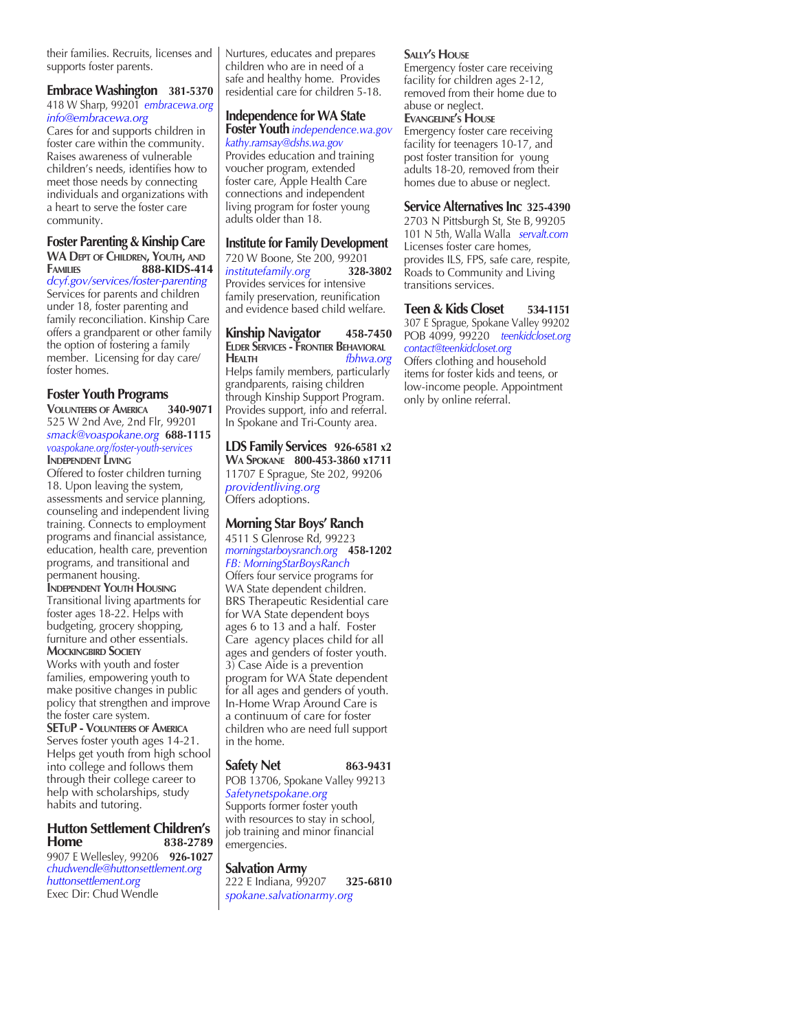their families. Recruits, licenses and supports foster parents.

## Embrace Washington 381-5370

418 W Sharp, 99201 *embracewa.org*
*info@embracewa.org*
Cares for and supports children in foster care within the community. Raises awareness of vulnerable children's needs, identifies how to meet those needs by connecting individuals and organizations with a heart to serve the foster care community.

## Foster Parenting & Kinship Care

**WA Dept of Children, Youth, and Families** **888-KIDS-414**
*dcyf.gov/services/foster-parenting*
Services for parents and children under 18, foster parenting and family reconciliation. Kinship Care offers a grandparent or other family the option of fostering a family member. Licensing for day care/ foster homes.

## Foster Youth Programs

**Volunteers of America** **340-9071**
525 W 2nd Ave, 2nd Flr, 99201
*smack@voaspokane.org* **688-1115**
*voaspokane.org/foster-youth-services*

**Independent Living**
Offered to foster children turning 18. Upon leaving the system, assessments and service planning, counseling and independent living training. Connects to employment programs and financial assistance, education, health care, prevention programs, and transitional and permanent housing.

**Independent Youth Housing**
Transitional living apartments for foster ages 18-22. Helps with budgeting, grocery shopping, furniture and other essentials.

**Mockingbird Society**
Works with youth and foster families, empowering youth to make positive changes in public policy that strengthen and improve the foster care system.

**SETuP - Volunteers of America**
Serves foster youth ages 14-21. Helps get youth from high school into college and follows them through their college career to help with scholarships, study habits and tutoring.

## Hutton Settlement Children's Home 838-2789

9907 E Wellesley, 99206 **926-1027**
*chudwendle@huttonsettlement.org*
*huttonsettlement.org*
Exec Dir: Chud Wendle
Nurtures, educates and prepares children who are in need of a safe and healthy home. Provides residential care for children 5-18.

## Independence for WA State Foster Youth

*independence.wa.gov*
*kathy.ramsay@dshs.wa.gov*
Provides education and training voucher program, extended foster care, Apple Health Care connections and independent living program for foster young adults older than 18.

## Institute for Family Development

720 W Boone, Ste 200, 99201
*institutefamily.org* **328-3802**
Provides services for intensive family preservation, reunification and evidence based child welfare.

## Kinship Navigator 458-7450

**Elder Services - Frontier Behavioral Health** *fbhwa.org*
Helps family members, particularly grandparents, raising children through Kinship Support Program. Provides support, info and referral. In Spokane and Tri-County area.

## LDS Family Services 926-6581 x2

**Wa Spokane** **800-453-3860 x1711**
11707 E Sprague, Ste 202, 99206
*providentliving.org*
Offers adoptions.

## Morning Star Boys' Ranch

4511 S Glenrose Rd, 99223
*morningstarboysranch.org* **458-1202**
*FB: MorningStarBoysRanch*
Offers four service programs for WA State dependent children. BRS Therapeutic Residential care for WA State dependent boys ages 6 to 13 and a half. Foster Care agency places child for all ages and genders of foster youth. 3) Case Aide is a prevention program for WA State dependent for all ages and genders of youth. In-Home Wrap Around Care is a continuum of care for foster children who are need full support in the home.

## Safety Net 863-9431

POB 13706, Spokane Valley 99213
*Safetynetspokane.org*
Supports former foster youth with resources to stay in school, job training and minor financial emergencies.

## Salvation Army

222 E Indiana, 99207 **325-6810**
*spokane.salvationarmy.org*

**Sally's House**
Emergency foster care receiving facility for children ages 2-12, removed from their home due to abuse or neglect.

**Evangeline's House**
Emergency foster care receiving facility for teenagers 10-17, and post foster transition for young adults 18-20, removed from their homes due to abuse or neglect.

## Service Alternatives Inc 325-4390

2703 N Pittsburgh St, Ste B, 99205
101 N 5th, Walla Walla *servalt.com*
Licenses foster care homes, provides ILS, FPS, safe care, respite, Roads to Community and Living transitions services.

## Teen & Kids Closet 534-1151

307 E Sprague, Spokane Valley 99202
POB 4099, 99220 *teenkidcloset.org*
*contact@teenkidcloset.org*
Offers clothing and household items for foster kids and teens, or low-income people. Appointment only by online referral.